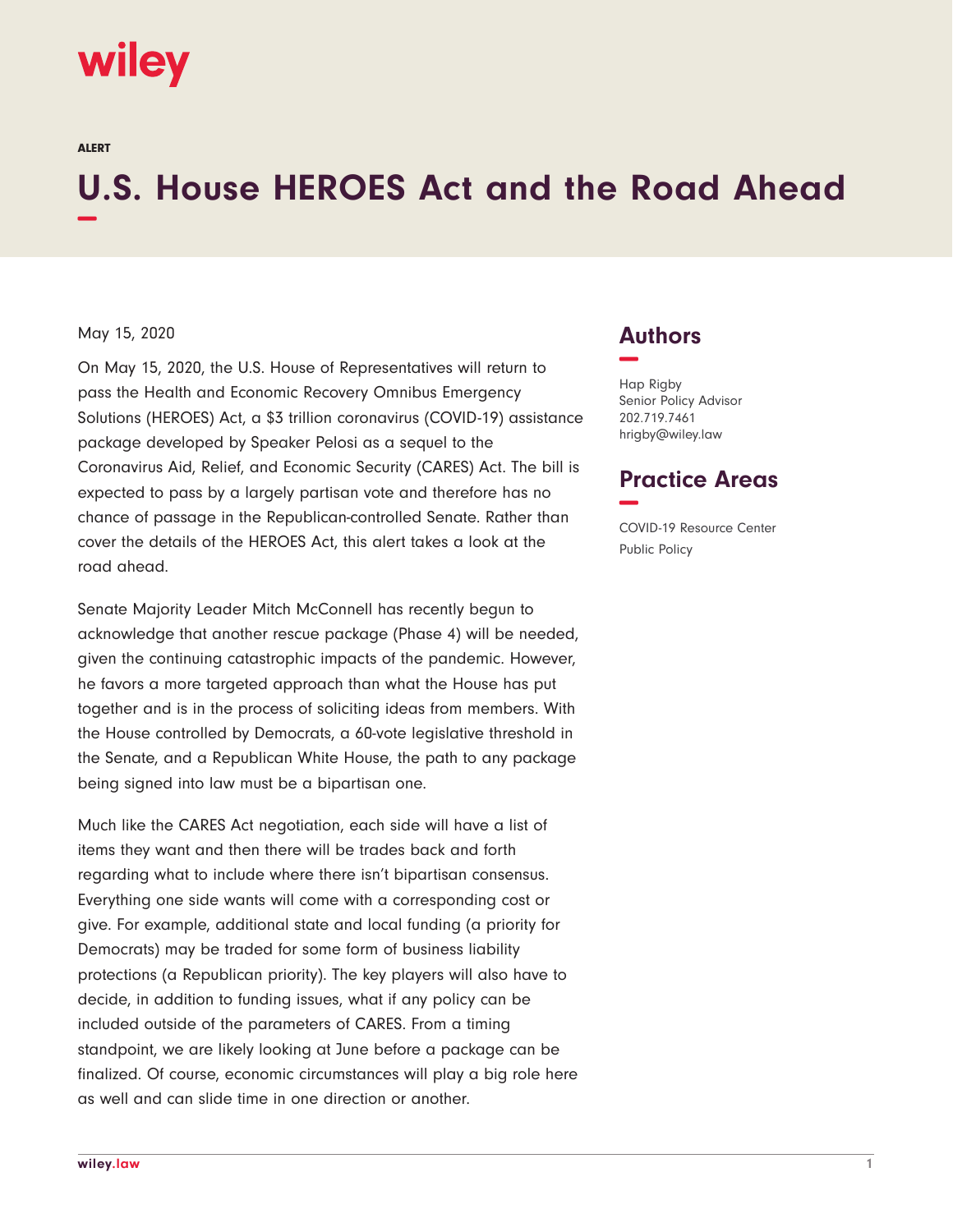wiley

ALERT

# U.S. House HEROES Act and the Road Ahead

May 15, 2020

On May 15, 2020, the U.S. House of Representatives will return to pass the Health and Economic Recovery Omnibus Emergency Solutions (HEROES) Act, a $3 trillion coronavirus (COVID-19) assistance package developed by Speaker Pelosi as a sequel to the Coronavirus Aid, Relief, and Economic Security (CARES) Act. The bill is expected to pass by a largely partisan vote and therefore has no chance of passage in the Republican-controlled Senate. Rather than cover the details of the HEROES Act, this alert takes a look at the road ahead.

Senate Majority Leader Mitch McConnell has recently begun to acknowledge that another rescue package (Phase 4) will be needed, given the continuing catastrophic impacts of the pandemic. However, he favors a more targeted approach than what the House has put together and is in the process of soliciting ideas from members. With the House controlled by Democrats, a 60-vote legislative threshold in the Senate, and a Republican White House, the path to any package being signed into law must be a bipartisan one.

Much like the CARES Act negotiation, each side will have a list of items they want and then there will be trades back and forth regarding what to include where there isn't bipartisan consensus. Everything one side wants will come with a corresponding cost or give. For example, additional state and local funding (a priority for Democrats) may be traded for some form of business liability protections (a Republican priority). The key players will also have to decide, in addition to funding issues, what if any policy can be included outside of the parameters of CARES. From a timing standpoint, we are likely looking at June before a package can be finalized. Of course, economic circumstances will play a big role here as well and can slide time in one direction or another.

## Authors

Hap Rigby
Senior Policy Advisor
202.719.7461
hrigby@wiley.law

## Practice Areas

COVID-19 Resource Center
Public Policy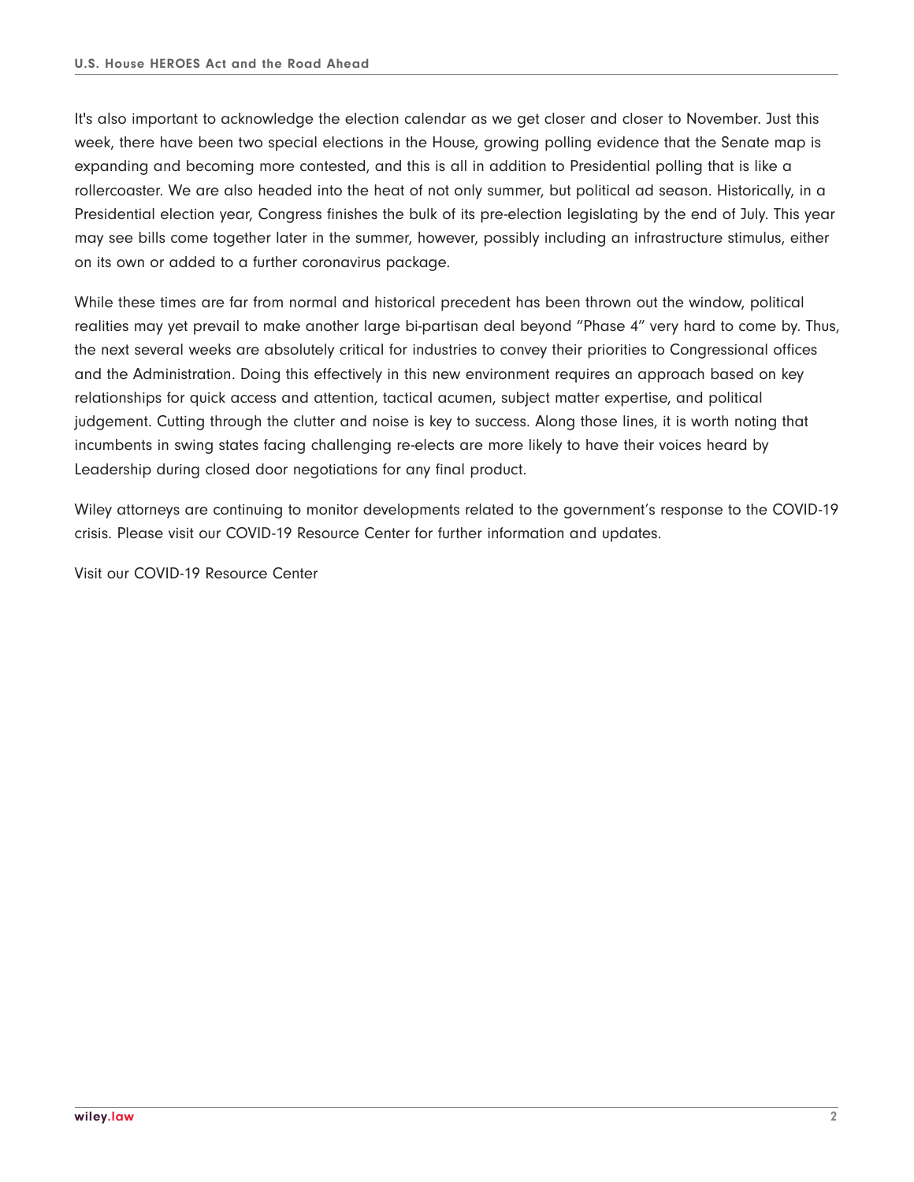It's also important to acknowledge the election calendar as we get closer and closer to November. Just this week, there have been two special elections in the House, growing polling evidence that the Senate map is expanding and becoming more contested, and this is all in addition to Presidential polling that is like a rollercoaster. We are also headed into the heat of not only summer, but political ad season. Historically, in a Presidential election year, Congress finishes the bulk of its pre-election legislating by the end of July. This year may see bills come together later in the summer, however, possibly including an infrastructure stimulus, either on its own or added to a further coronavirus package.

While these times are far from normal and historical precedent has been thrown out the window, political realities may yet prevail to make another large bi-partisan deal beyond "Phase 4" very hard to come by. Thus, the next several weeks are absolutely critical for industries to convey their priorities to Congressional offices and the Administration. Doing this effectively in this new environment requires an approach based on key relationships for quick access and attention, tactical acumen, subject matter expertise, and political judgement. Cutting through the clutter and noise is key to success. Along those lines, it is worth noting that incumbents in swing states facing challenging re-elects are more likely to have their voices heard by Leadership during closed door negotiations for any final product.

Wiley attorneys are continuing to monitor developments related to the government's response to the COVID-19 crisis. Please visit our COVID-19 Resource Center for further information and updates.

Visit our COVID-19 Resource Center